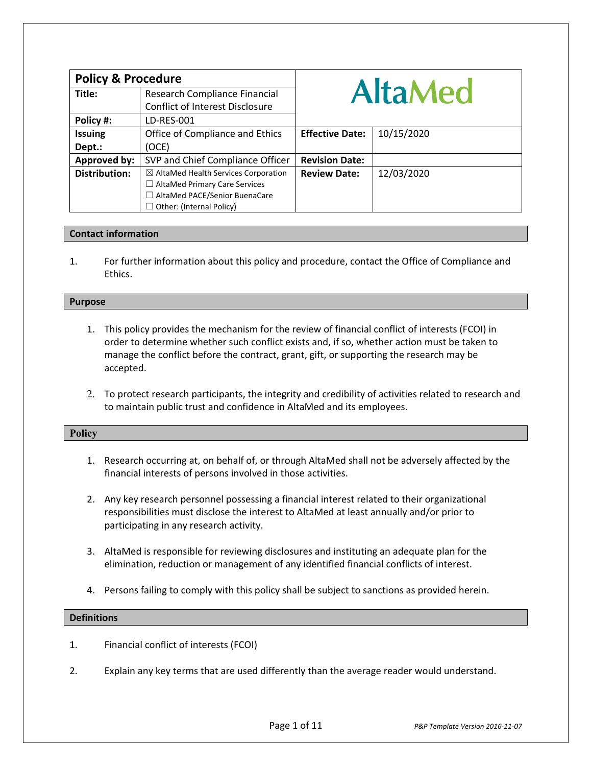| **Policy & Procedure** | | AltaMed | |
|---|---|---|---|
| **Title:** | Research Compliance Financial Conflict of Interest Disclosure | | |
| **Policy #:** | LD-RES-001 | | |
| **Issuing Dept.:** | Office of Compliance and Ethics (OCE) | **Effective Date:** | 10/15/2020 |
| **Approved by:** | SVP and Chief Compliance Officer | **Revision Date:** | |
| **Distribution:** | ☒ AltaMed Health Services Corporation<br>☐ AltaMed Primary Care Services<br>☐ AltaMed PACE/Senior BuenaCare<br>☐ Other: (Internal Policy) | **Review Date:** | 12/03/2020 |

## Contact information

1. For further information about this policy and procedure, contact the Office of Compliance and Ethics.

## Purpose

1. This policy provides the mechanism for the review of financial conflict of interests (FCOI) in order to determine whether such conflict exists and, if so, whether action must be taken to manage the conflict before the contract, grant, gift, or supporting the research may be accepted.

2. To protect research participants, the integrity and credibility of activities related to research and to maintain public trust and confidence in AltaMed and its employees.

## Policy

1. Research occurring at, on behalf of, or through AltaMed shall not be adversely affected by the financial interests of persons involved in those activities.

2. Any key research personnel possessing a financial interest related to their organizational responsibilities must disclose the interest to AltaMed at least annually and/or prior to participating in any research activity.

3. AltaMed is responsible for reviewing disclosures and instituting an adequate plan for the elimination, reduction or management of any identified financial conflicts of interest.

4. Persons failing to comply with this policy shall be subject to sanctions as provided herein.

## Definitions

1. Financial conflict of interests (FCOI)

2. Explain any key terms that are used differently than the average reader would understand.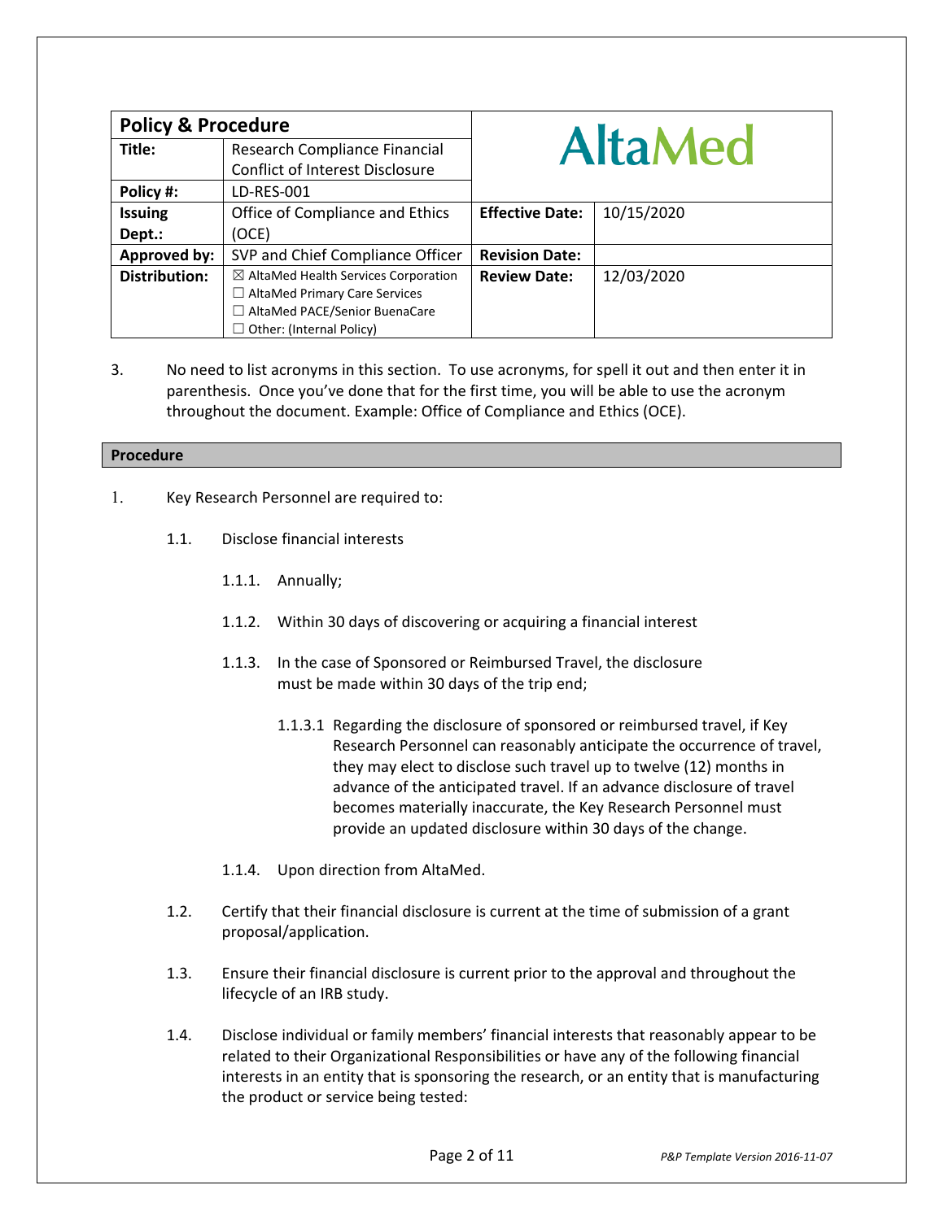| Policy & Procedure | | AltaMed | |
|---|---|---|---|
| **Title:** | Research Compliance Financial Conflict of Interest Disclosure | | |
| **Policy #:** | LD-RES-001 | | |
| **Issuing Dept.:** | Office of Compliance and Ethics (OCE) | **Effective Date:** | 10/15/2020 |
| **Approved by:** | SVP and Chief Compliance Officer | **Revision Date:** | |
| **Distribution:** | ☒ AltaMed Health Services Corporation<br>☐ AltaMed Primary Care Services<br>☐ AltaMed PACE/Senior BuenaCare<br>☐ Other: (Internal Policy) | **Review Date:** | 12/03/2020 |

3. No need to list acronyms in this section. To use acronyms, for spell it out and then enter it in parenthesis. Once you've done that for the first time, you will be able to use the acronym throughout the document. Example: Office of Compliance and Ethics (OCE).

## Procedure

1. Key Research Personnel are required to:

   1.1. Disclose financial interests

      1.1.1. Annually;

      1.1.2. Within 30 days of discovering or acquiring a financial interest

      1.1.3. In the case of Sponsored or Reimbursed Travel, the disclosure must be made within 30 days of the trip end;

         1.1.3.1 Regarding the disclosure of sponsored or reimbursed travel, if Key Research Personnel can reasonably anticipate the occurrence of travel, they may elect to disclose such travel up to twelve (12) months in advance of the anticipated travel. If an advance disclosure of travel becomes materially inaccurate, the Key Research Personnel must provide an updated disclosure within 30 days of the change.

      1.1.4. Upon direction from AltaMed.

   1.2. Certify that their financial disclosure is current at the time of submission of a grant proposal/application.

   1.3. Ensure their financial disclosure is current prior to the approval and throughout the lifecycle of an IRB study.

   1.4. Disclose individual or family members' financial interests that reasonably appear to be related to their Organizational Responsibilities or have any of the following financial interests in an entity that is sponsoring the research, or an entity that is manufacturing the product or service being tested: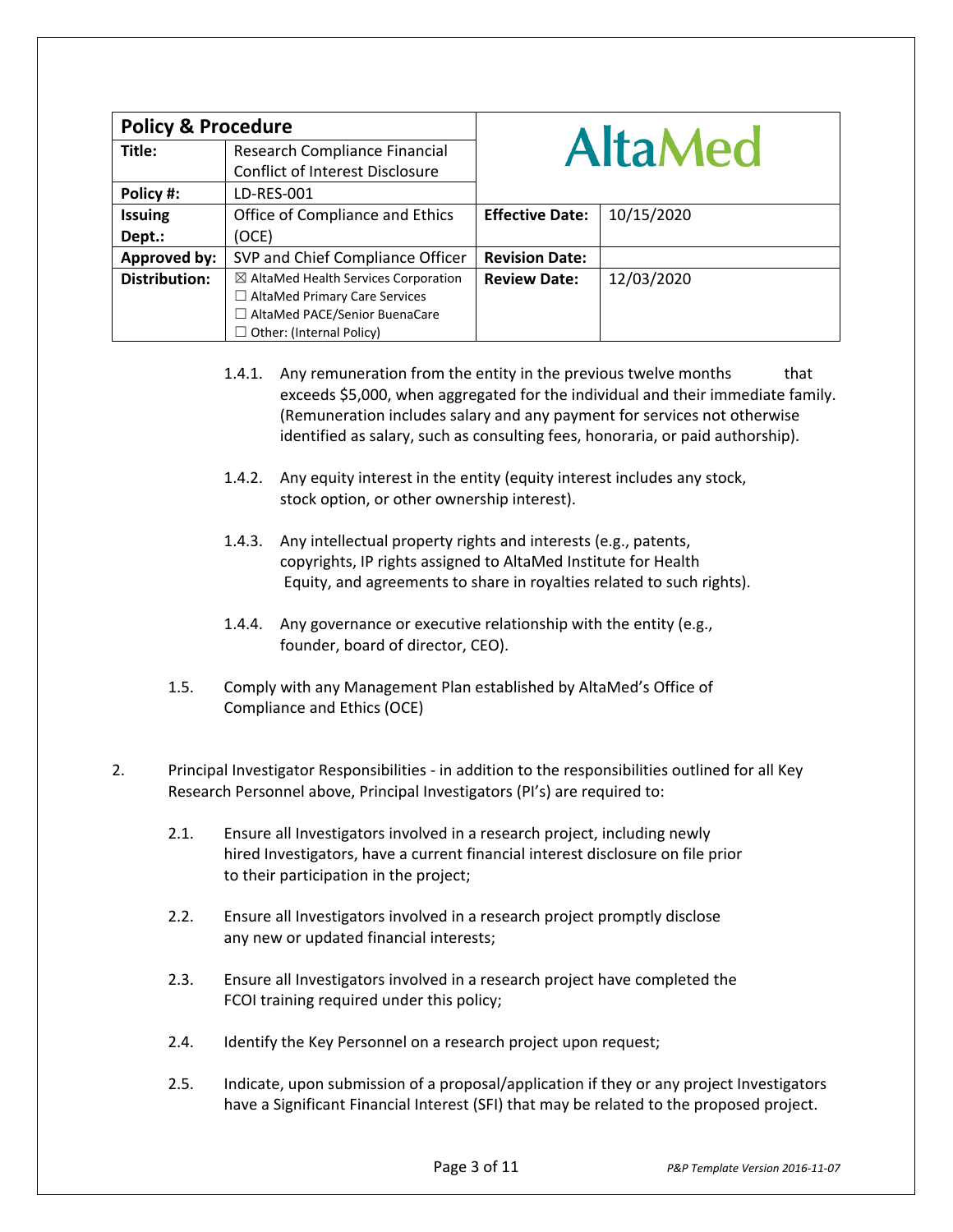| Policy & Procedure | | AltaMed | |
|---|---|---|---|
| Title: | Research Compliance Financial Conflict of Interest Disclosure | | |
| Policy #: | LD-RES-001 | | |
| Issuing Dept.: | Office of Compliance and Ethics (OCE) | Effective Date: | 10/15/2020 |
| Approved by: | SVP and Chief Compliance Officer | Revision Date: | |
| Distribution: | ☒ AltaMed Health Services Corporation<br>☐ AltaMed Primary Care Services<br>☐ AltaMed PACE/Senior BuenaCare<br>☐ Other: (Internal Policy) | Review Date: | 12/03/2020 |

1.4.1. Any remuneration from the entity in the previous twelve months that exceeds $5,000, when aggregated for the individual and their immediate family. (Remuneration includes salary and any payment for services not otherwise identified as salary, such as consulting fees, honoraria, or paid authorship).

1.4.2. Any equity interest in the entity (equity interest includes any stock, stock option, or other ownership interest).

1.4.3. Any intellectual property rights and interests (e.g., patents, copyrights, IP rights assigned to AltaMed Institute for Health Equity, and agreements to share in royalties related to such rights).

1.4.4. Any governance or executive relationship with the entity (e.g., founder, board of director, CEO).

1.5. Comply with any Management Plan established by AltaMed's Office of Compliance and Ethics (OCE)

2. Principal Investigator Responsibilities - in addition to the responsibilities outlined for all Key Research Personnel above, Principal Investigators (PI's) are required to:

2.1. Ensure all Investigators involved in a research project, including newly hired Investigators, have a current financial interest disclosure on file prior to their participation in the project;

2.2. Ensure all Investigators involved in a research project promptly disclose any new or updated financial interests;

2.3. Ensure all Investigators involved in a research project have completed the FCOI training required under this policy;

2.4. Identify the Key Personnel on a research project upon request;

2.5. Indicate, upon submission of a proposal/application if they or any project Investigators have a Significant Financial Interest (SFI) that may be related to the proposed project.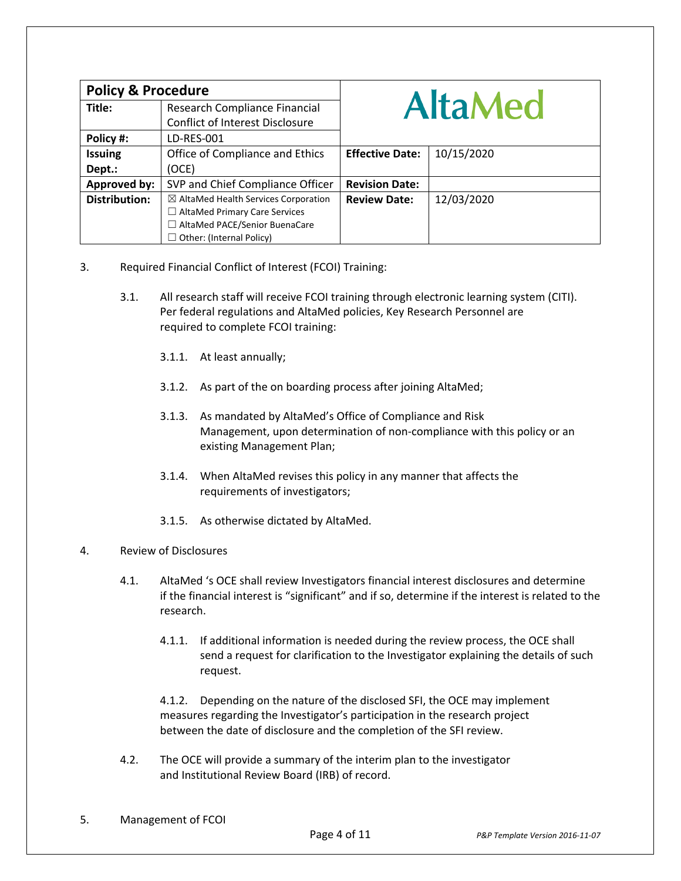| Policy & Procedure | | AltaMed | |
|---|---|---|---|
| **Title:** | Research Compliance Financial Conflict of Interest Disclosure | | |
| **Policy #:** | LD-RES-001 | | |
| **Issuing Dept.:** | Office of Compliance and Ethics (OCE) | **Effective Date:** | 10/15/2020 |
| **Approved by:** | SVP and Chief Compliance Officer | **Revision Date:** | |
| **Distribution:** | ☒ AltaMed Health Services Corporation<br>☐ AltaMed Primary Care Services<br>☐ AltaMed PACE/Senior BuenaCare<br>☐ Other: (Internal Policy) | **Review Date:** | 12/03/2020 |

3. Required Financial Conflict of Interest (FCOI) Training:

   3.1. All research staff will receive FCOI training through electronic learning system (CITI). Per federal regulations and AltaMed policies, Key Research Personnel are required to complete FCOI training:

      3.1.1. At least annually;

      3.1.2. As part of the on boarding process after joining AltaMed;

      3.1.3. As mandated by AltaMed's Office of Compliance and Risk Management, upon determination of non-compliance with this policy or an existing Management Plan;

      3.1.4. When AltaMed revises this policy in any manner that affects the requirements of investigators;

      3.1.5. As otherwise dictated by AltaMed.

4. Review of Disclosures

   4.1. AltaMed 's OCE shall review Investigators financial interest disclosures and determine if the financial interest is "significant" and if so, determine if the interest is related to the research.

      4.1.1. If additional information is needed during the review process, the OCE shall send a request for clarification to the Investigator explaining the details of such request.

      4.1.2. Depending on the nature of the disclosed SFI, the OCE may implement measures regarding the Investigator's participation in the research project between the date of disclosure and the completion of the SFI review.

   4.2. The OCE will provide a summary of the interim plan to the investigator and Institutional Review Board (IRB) of record.

5. Management of FCOI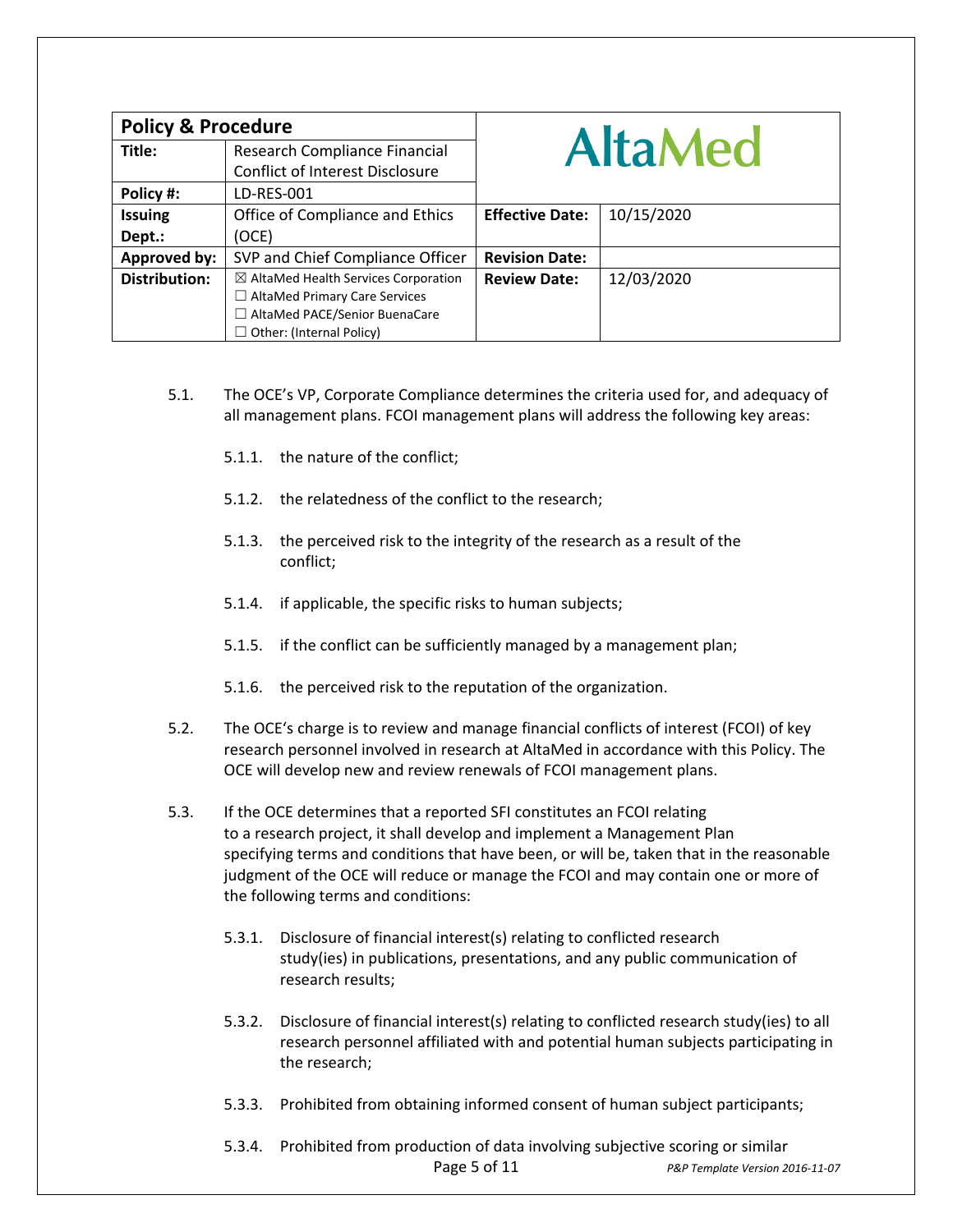| Policy & Procedure | | AltaMed | |
|---|---|---|---|
| **Title:** | Research Compliance Financial Conflict of Interest Disclosure | | |
| **Policy #:** | LD-RES-001 | | |
| **Issuing Dept.:** | Office of Compliance and Ethics (OCE) | **Effective Date:** | 10/15/2020 |
| **Approved by:** | SVP and Chief Compliance Officer | **Revision Date:** | |
| **Distribution:** | ☒ AltaMed Health Services Corporation<br>☐ AltaMed Primary Care Services<br>☐ AltaMed PACE/Senior BuenaCare<br>☐ Other: (Internal Policy) | **Review Date:** | 12/03/2020 |

5.1. The OCE's VP, Corporate Compliance determines the criteria used for, and adequacy of all management plans. FCOI management plans will address the following key areas:

5.1.1. the nature of the conflict;

5.1.2. the relatedness of the conflict to the research;

5.1.3. the perceived risk to the integrity of the research as a result of the conflict;

5.1.4. if applicable, the specific risks to human subjects;

5.1.5. if the conflict can be sufficiently managed by a management plan;

5.1.6. the perceived risk to the reputation of the organization.

5.2. The OCE's charge is to review and manage financial conflicts of interest (FCOI) of key research personnel involved in research at AltaMed in accordance with this Policy. The OCE will develop new and review renewals of FCOI management plans.

5.3. If the OCE determines that a reported SFI constitutes an FCOI relating to a research project, it shall develop and implement a Management Plan specifying terms and conditions that have been, or will be, taken that in the reasonable judgment of the OCE will reduce or manage the FCOI and may contain one or more of the following terms and conditions:

5.3.1. Disclosure of financial interest(s) relating to conflicted research study(ies) in publications, presentations, and any public communication of research results;

5.3.2. Disclosure of financial interest(s) relating to conflicted research study(ies) to all research personnel affiliated with and potential human subjects participating in the research;

5.3.3. Prohibited from obtaining informed consent of human subject participants;

5.3.4. Prohibited from production of data involving subjective scoring or similar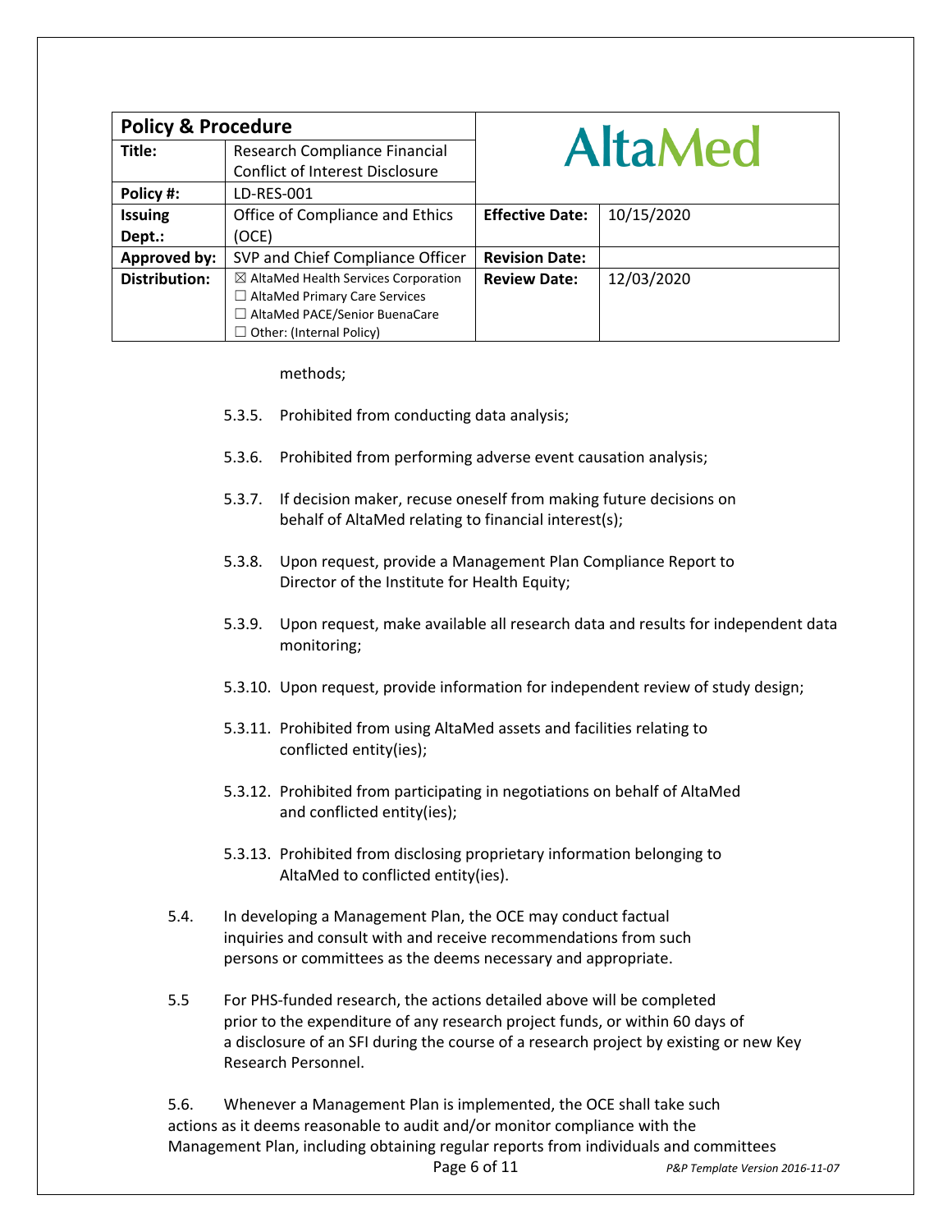methods;

5.3.5. Prohibited from conducting data analysis;

5.3.6. Prohibited from performing adverse event causation analysis;

5.3.7. If decision maker, recuse oneself from making future decisions on behalf of AltaMed relating to financial interest(s);

5.3.8. Upon request, provide a Management Plan Compliance Report to Director of the Institute for Health Equity;

5.3.9. Upon request, make available all research data and results for independent data monitoring;

5.3.10. Upon request, provide information for independent review of study design;

5.3.11. Prohibited from using AltaMed assets and facilities relating to conflicted entity(ies);

5.3.12. Prohibited from participating in negotiations on behalf of AltaMed and conflicted entity(ies);

5.3.13. Prohibited from disclosing proprietary information belonging to AltaMed to conflicted entity(ies).

5.4. In developing a Management Plan, the OCE may conduct factual inquiries and consult with and receive recommendations from such persons or committees as the deems necessary and appropriate.

5.5 For PHS-funded research, the actions detailed above will be completed prior to the expenditure of any research project funds, or within 60 days of a disclosure of an SFI during the course of a research project by existing or new Key Research Personnel.

5.6. Whenever a Management Plan is implemented, the OCE shall take such actions as it deems reasonable to audit and/or monitor compliance with the Management Plan, including obtaining regular reports from individuals and committees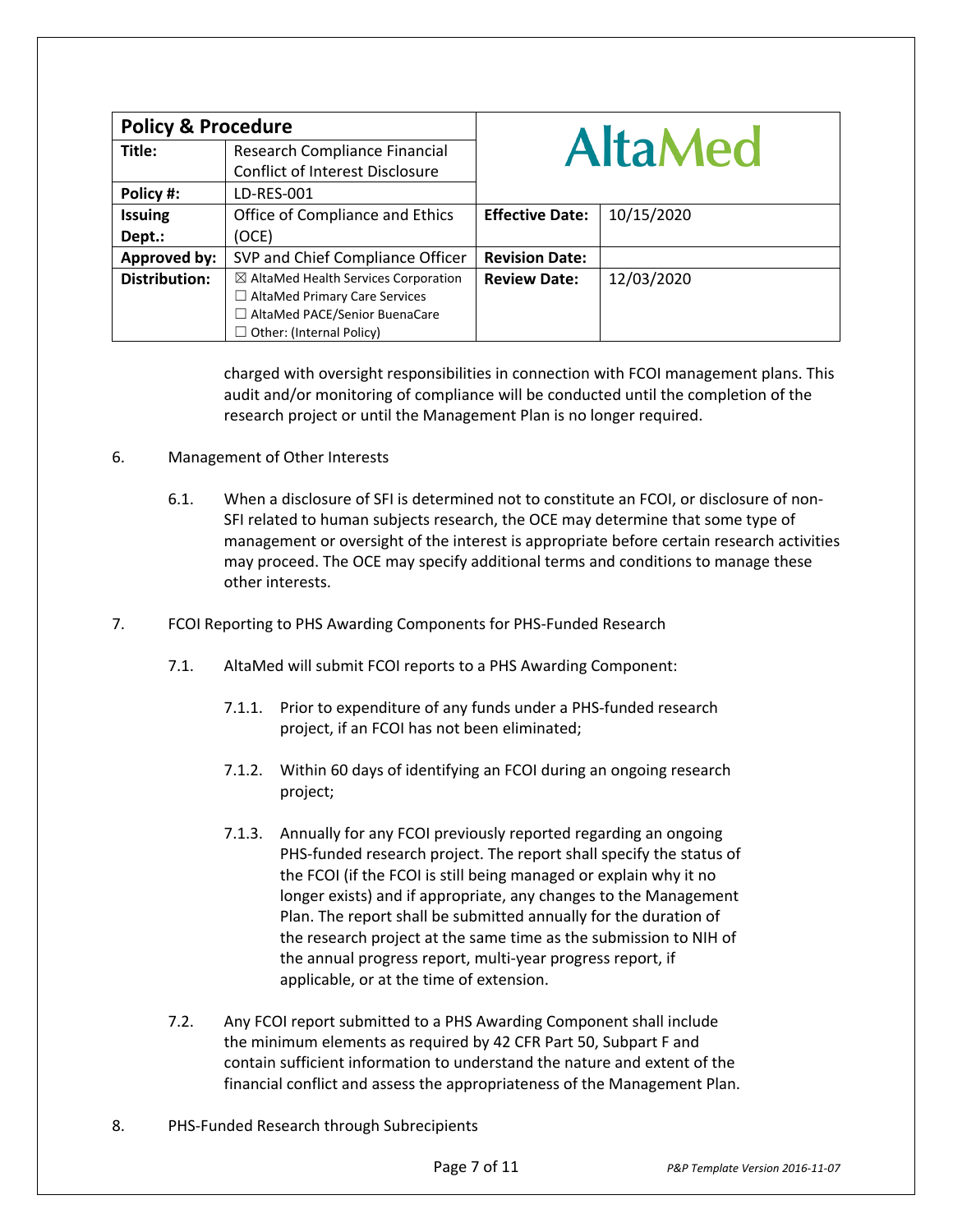charged with oversight responsibilities in connection with FCOI management plans. This audit and/or monitoring of compliance will be conducted until the completion of the research project or until the Management Plan is no longer required.

6. Management of Other Interests

   6.1. When a disclosure of SFI is determined not to constitute an FCOI, or disclosure of non-SFI related to human subjects research, the OCE may determine that some type of management or oversight of the interest is appropriate before certain research activities may proceed. The OCE may specify additional terms and conditions to manage these other interests.

7. FCOI Reporting to PHS Awarding Components for PHS-Funded Research

   7.1. AltaMed will submit FCOI reports to a PHS Awarding Component:

      7.1.1. Prior to expenditure of any funds under a PHS-funded research project, if an FCOI has not been eliminated;

      7.1.2. Within 60 days of identifying an FCOI during an ongoing research project;

      7.1.3. Annually for any FCOI previously reported regarding an ongoing PHS-funded research project. The report shall specify the status of the FCOI (if the FCOI is still being managed or explain why it no longer exists) and if appropriate, any changes to the Management Plan. The report shall be submitted annually for the duration of the research project at the same time as the submission to NIH of the annual progress report, multi-year progress report, if applicable, or at the time of extension.

   7.2. Any FCOI report submitted to a PHS Awarding Component shall include the minimum elements as required by 42 CFR Part 50, Subpart F and contain sufficient information to understand the nature and extent of the financial conflict and assess the appropriateness of the Management Plan.

8. PHS-Funded Research through Subrecipients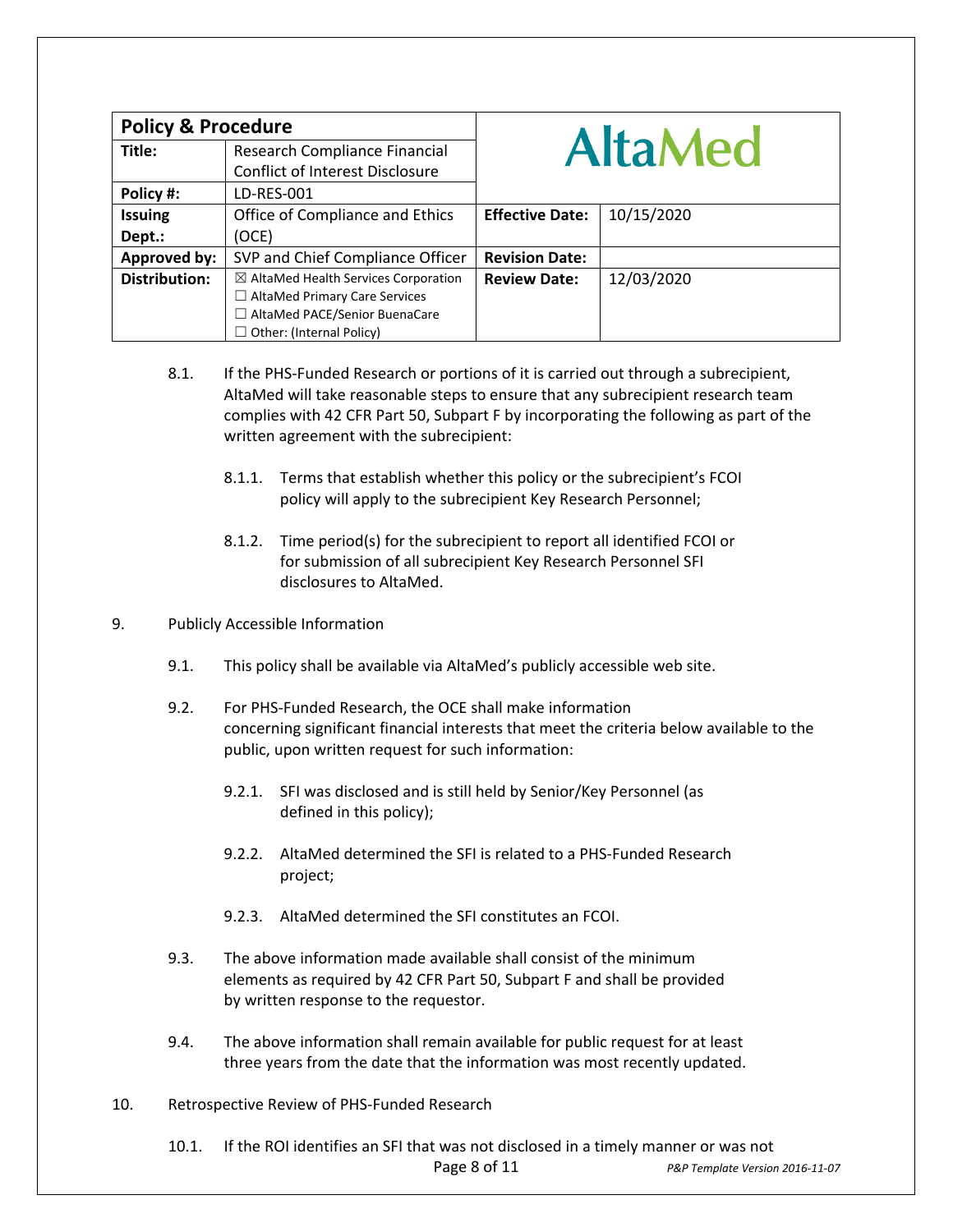| Policy & Procedure | | AltaMed | |
|---|---|---|---|
| Title: | Research Compliance Financial Conflict of Interest Disclosure | | |
| Policy #: | LD-RES-001 | | |
| Issuing Dept.: | Office of Compliance and Ethics (OCE) | Effective Date: | 10/15/2020 |
| Approved by: | SVP and Chief Compliance Officer | Revision Date: | |
| Distribution: | ☒ AltaMed Health Services Corporation<br>☐ AltaMed Primary Care Services<br>☐ AltaMed PACE/Senior BuenaCare<br>☐ Other: (Internal Policy) | Review Date: | 12/03/2020 |

8.1. If the PHS-Funded Research or portions of it is carried out through a subrecipient, AltaMed will take reasonable steps to ensure that any subrecipient research team complies with 42 CFR Part 50, Subpart F by incorporating the following as part of the written agreement with the subrecipient:

8.1.1. Terms that establish whether this policy or the subrecipient's FCOI policy will apply to the subrecipient Key Research Personnel;

8.1.2. Time period(s) for the subrecipient to report all identified FCOI or for submission of all subrecipient Key Research Personnel SFI disclosures to AltaMed.

9. Publicly Accessible Information

9.1. This policy shall be available via AltaMed's publicly accessible web site.

9.2. For PHS-Funded Research, the OCE shall make information concerning significant financial interests that meet the criteria below available to the public, upon written request for such information:

9.2.1. SFI was disclosed and is still held by Senior/Key Personnel (as defined in this policy);

9.2.2. AltaMed determined the SFI is related to a PHS-Funded Research project;

9.2.3. AltaMed determined the SFI constitutes an FCOI.

9.3. The above information made available shall consist of the minimum elements as required by 42 CFR Part 50, Subpart F and shall be provided by written response to the requestor.

9.4. The above information shall remain available for public request for at least three years from the date that the information was most recently updated.

10. Retrospective Review of PHS-Funded Research

10.1. If the ROI identifies an SFI that was not disclosed in a timely manner or was not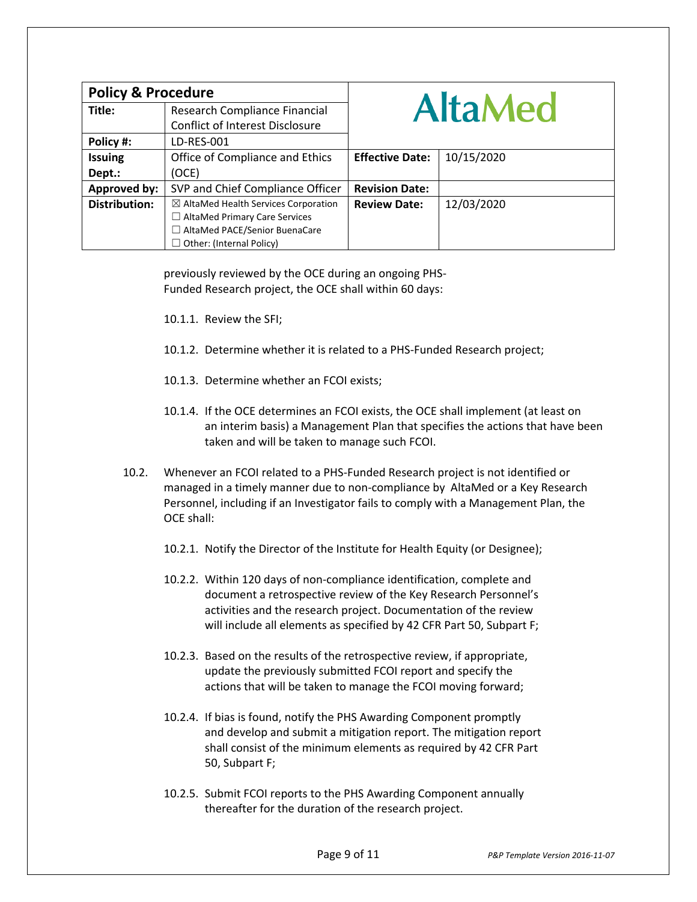previously reviewed by the OCE during an ongoing PHS-Funded Research project, the OCE shall within 60 days:

10.1.1. Review the SFI;

10.1.2. Determine whether it is related to a PHS-Funded Research project;

10.1.3. Determine whether an FCOI exists;

10.1.4. If the OCE determines an FCOI exists, the OCE shall implement (at least on an interim basis) a Management Plan that specifies the actions that have been taken and will be taken to manage such FCOI.

10.2. Whenever an FCOI related to a PHS-Funded Research project is not identified or managed in a timely manner due to non-compliance by AltaMed or a Key Research Personnel, including if an Investigator fails to comply with a Management Plan, the OCE shall:

10.2.1. Notify the Director of the Institute for Health Equity (or Designee);

10.2.2. Within 120 days of non-compliance identification, complete and document a retrospective review of the Key Research Personnel's activities and the research project. Documentation of the review will include all elements as specified by 42 CFR Part 50, Subpart F;

10.2.3. Based on the results of the retrospective review, if appropriate, update the previously submitted FCOI report and specify the actions that will be taken to manage the FCOI moving forward;

10.2.4. If bias is found, notify the PHS Awarding Component promptly and develop and submit a mitigation report. The mitigation report shall consist of the minimum elements as required by 42 CFR Part 50, Subpart F;

10.2.5. Submit FCOI reports to the PHS Awarding Component annually thereafter for the duration of the research project.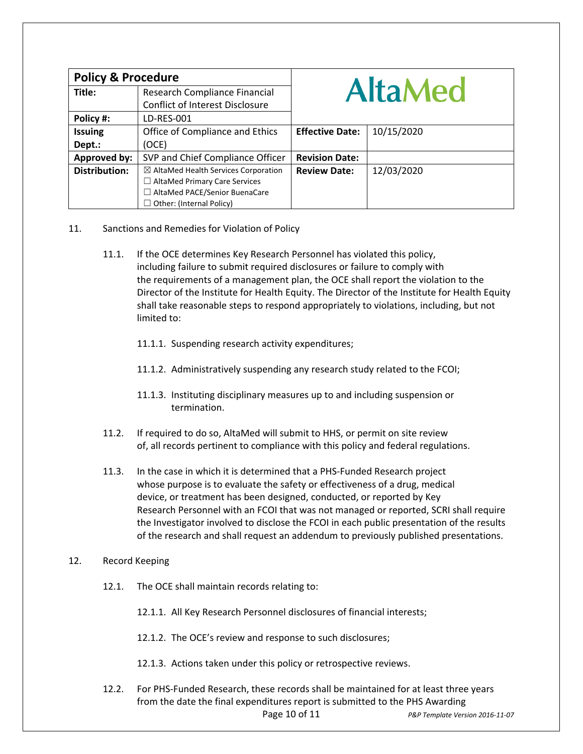| Policy & Procedure | | AltaMed | |
|---|---|---|---|
| **Title:** | Research Compliance Financial Conflict of Interest Disclosure | | |
| **Policy #:** | LD-RES-001 | | |
| **Issuing Dept.:** | Office of Compliance and Ethics (OCE) | **Effective Date:** | 10/15/2020 |
| **Approved by:** | SVP and Chief Compliance Officer | **Revision Date:** | |
| **Distribution:** | ☒ AltaMed Health Services Corporation<br>☐ AltaMed Primary Care Services<br>☐ AltaMed PACE/Senior BuenaCare<br>☐ Other: (Internal Policy) | **Review Date:** | 12/03/2020 |

11. Sanctions and Remedies for Violation of Policy

    11.1. If the OCE determines Key Research Personnel has violated this policy, including failure to submit required disclosures or failure to comply with the requirements of a management plan, the OCE shall report the violation to the Director of the Institute for Health Equity. The Director of the Institute for Health Equity shall take reasonable steps to respond appropriately to violations, including, but not limited to:

        11.1.1. Suspending research activity expenditures;

        11.1.2. Administratively suspending any research study related to the FCOI;

        11.1.3. Instituting disciplinary measures up to and including suspension or termination.

    11.2. If required to do so, AltaMed will submit to HHS, or permit on site review of, all records pertinent to compliance with this policy and federal regulations.

    11.3. In the case in which it is determined that a PHS-Funded Research project whose purpose is to evaluate the safety or effectiveness of a drug, medical device, or treatment has been designed, conducted, or reported by Key Research Personnel with an FCOI that was not managed or reported, SCRI shall require the Investigator involved to disclose the FCOI in each public presentation of the results of the research and shall request an addendum to previously published presentations.

12. Record Keeping

    12.1. The OCE shall maintain records relating to:

        12.1.1. All Key Research Personnel disclosures of financial interests;

        12.1.2. The OCE's review and response to such disclosures;

        12.1.3. Actions taken under this policy or retrospective reviews.

    12.2. For PHS-Funded Research, these records shall be maintained for at least three years from the date the final expenditures report is submitted to the PHS Awarding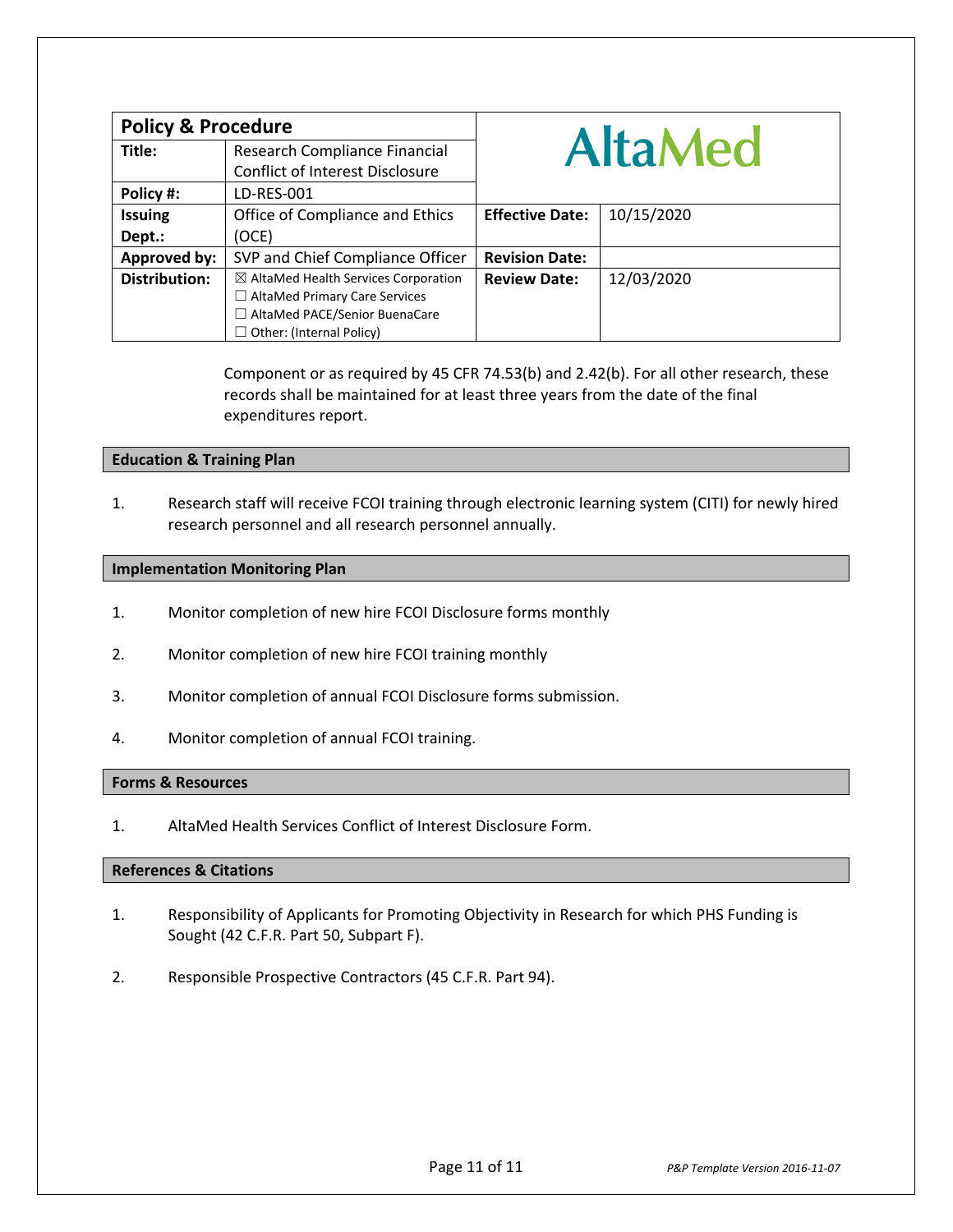| Policy & Procedure | | AltaMed | |
|---|---|---|---|
| **Title:** | Research Compliance Financial Conflict of Interest Disclosure | | |
| **Policy #:** | LD-RES-001 | | |
| **Issuing Dept.:** | Office of Compliance and Ethics (OCE) | **Effective Date:** | 10/15/2020 |
| **Approved by:** | SVP and Chief Compliance Officer | **Revision Date:** | |
| **Distribution:** | ☒ AltaMed Health Services Corporation<br>☐ AltaMed Primary Care Services<br>☐ AltaMed PACE/Senior BuenaCare<br>☐ Other: (Internal Policy) | **Review Date:** | 12/03/2020 |

Component or as required by 45 CFR 74.53(b) and 2.42(b). For all other research, these records shall be maintained for at least three years from the date of the final expenditures report.

## Education & Training Plan

1. Research staff will receive FCOI training through electronic learning system (CITI) for newly hired research personnel and all research personnel annually.

## Implementation Monitoring Plan

1. Monitor completion of new hire FCOI Disclosure forms monthly
2. Monitor completion of new hire FCOI training monthly
3. Monitor completion of annual FCOI Disclosure forms submission.
4. Monitor completion of annual FCOI training.

## Forms & Resources

1. AltaMed Health Services Conflict of Interest Disclosure Form.

## References & Citations

1. Responsibility of Applicants for Promoting Objectivity in Research for which PHS Funding is Sought (42 C.F.R. Part 50, Subpart F).
2. Responsible Prospective Contractors (45 C.F.R. Part 94).